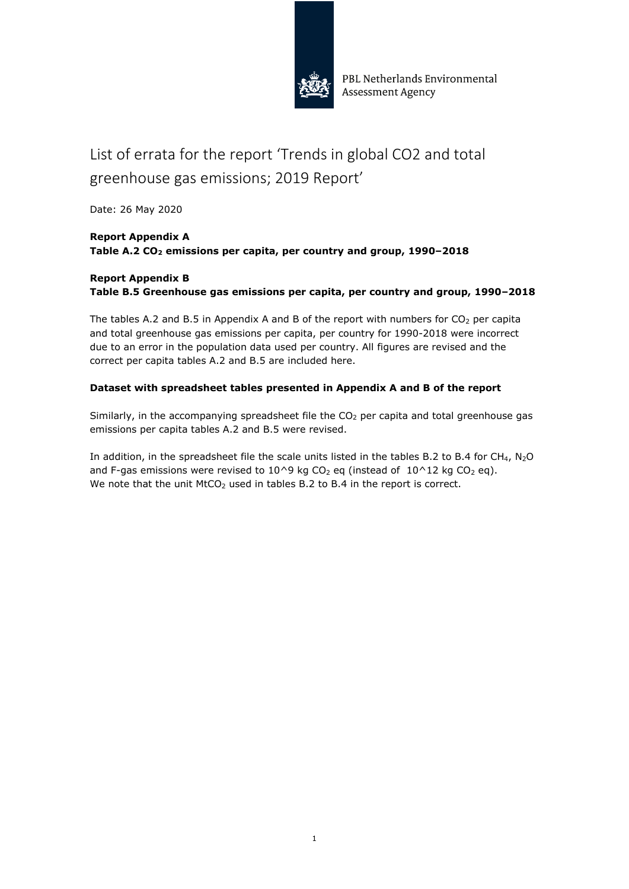PBL Netherlands Environmental Assessment Agency

# List of errata for the report 'Trends in global CO2 and total greenhouse gas emissions; 2019 Report'

Date: 26 May 2020

**Report Appendix A**
**Table A.2 $CO_2$ emissions per capita, per country and group, 1990–2018**

**Report Appendix B**
**Table B.5 Greenhouse gas emissions per capita, per country and group, 1990–2018**

The tables A.2 and B.5 in Appendix A and B of the report with numbers for $CO_2$ per capita and total greenhouse gas emissions per capita, per country for 1990-2018 were incorrect due to an error in the population data used per country. All figures are revised and the correct per capita tables A.2 and B.5 are included here.

**Dataset with spreadsheet tables presented in Appendix A and B of the report**

Similarly, in the accompanying spreadsheet file the $CO_2$ per capita and total greenhouse gas emissions per capita tables A.2 and B.5 were revised.

In addition, in the spreadsheet file the scale units listed in the tables B.2 to B.4 for $CH_4$, $N_2O$ and F-gas emissions were revised to 10^9 kg $CO_2$ eq (instead of 10^12 kg $CO_2$ eq).
We note that the unit $MtCO_2$ used in tables B.2 to B.4 in the report is correct.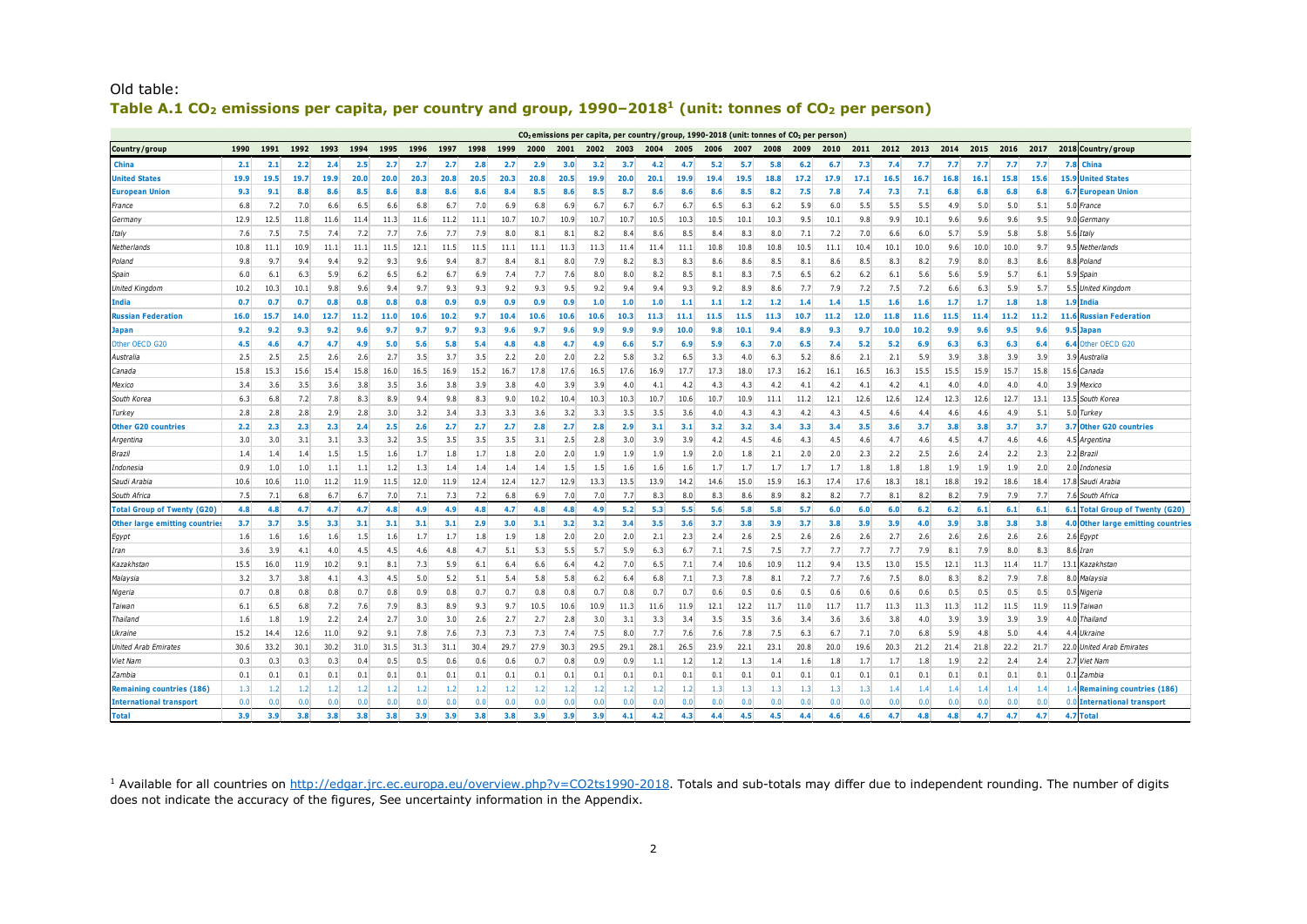Old table:

## Table A.1 $CO_2$ emissions per capita, per country and group, 1990–2018[1] (unit: tonnes of $CO_2$ per person)

| $CO_2$ emissions per capita, per country/group, 1990-2018 (unit: tonnes of $CO_2$ per person) | | | | | | | | | | | | | | | | | | | | | | | | | | | | | | |
|---|---|---|---|---|---|---|---|---|---|---|---|---|---|---|---|---|---|---|---|---|---|---|---|---|---|---|---|---|---|---|
| Country/group | 1990 | 1991 | 1992 | 1993 | 1994 | 1995 | 1996 | 1997 | 1998 | 1999 | 2000 | 2001 | 2002 | 2003 | 2004 | 2005 | 2006 | 2007 | 2008 | 2009 | 2010 | 2011 | 2012 | 2013 | 2014 | 2015 | 2016 | 2017 | 2018 | Country/group |
| **China** | 2.1 | 2.1 | 2.2 | 2.4 | 2.5 | 2.7 | 2.7 | 2.7 | 2.8 | 2.7 | 2.9 | 3.0 | 3.2 | 3.7 | 4.2 | 4.7 | 5.2 | 5.7 | 5.8 | 6.2 | 6.7 | 7.3 | 7.4 | 7.7 | 7.7 | 7.7 | 7.7 | 7.7 | 7.8 | **China** |
| **United States** | 19.9 | 19.5 | 19.7 | 19.9 | 20.0 | 20.0 | 20.3 | 20.8 | 20.5 | 20.3 | 20.8 | 20.5 | 19.9 | 20.0 | 20.1 | 19.9 | 19.4 | 19.5 | 18.8 | 17.2 | 17.9 | 17.1 | 16.5 | 16.7 | 16.8 | 16.1 | 15.8 | 15.6 | 15.9 | **United States** |
| **European Union** | 9.3 | 9.1 | 8.8 | 8.6 | 8.5 | 8.6 | 8.8 | 8.6 | 8.6 | 8.4 | 8.5 | 8.6 | 8.5 | 8.7 | 8.6 | 8.6 | 8.6 | 8.5 | 8.2 | 7.5 | 7.8 | 7.4 | 7.3 | 7.1 | 6.8 | 6.8 | 6.8 | 6.8 | 6.7 | **European Union** |
| *France* | 6.8 | 7.2 | 7.0 | 6.6 | 6.5 | 6.6 | 6.8 | 6.7 | 7.0 | 6.9 | 6.8 | 6.9 | 6.7 | 6.7 | 6.7 | 6.7 | 6.5 | 6.3 | 6.2 | 5.9 | 6.0 | 5.5 | 5.5 | 5.5 | 4.9 | 5.0 | 5.0 | 5.1 | 5.0 | *France* |
| *Germany* | 12.9 | 12.5 | 11.8 | 11.6 | 11.4 | 11.3 | 11.6 | 11.2 | 11.1 | 10.7 | 10.7 | 10.9 | 10.7 | 10.7 | 10.5 | 10.3 | 10.5 | 10.1 | 10.3 | 9.5 | 10.1 | 9.8 | 9.9 | 10.1 | 9.6 | 9.6 | 9.6 | 9.5 | 9.0 | *Germany* |
| *Italy* | 7.6 | 7.5 | 7.5 | 7.4 | 7.2 | 7.7 | 7.6 | 7.7 | 7.9 | 8.0 | 8.1 | 8.1 | 8.2 | 8.4 | 8.6 | 8.5 | 8.4 | 8.3 | 8.0 | 7.1 | 7.2 | 7.0 | 6.6 | 6.0 | 5.7 | 5.9 | 5.8 | 5.8 | 5.6 | *Italy* |
| *Netherlands* | 10.8 | 11.1 | 10.9 | 11.1 | 11.1 | 11.5 | 12.1 | 11.5 | 11.5 | 11.1 | 11.1 | 11.3 | 11.3 | 11.4 | 11.4 | 11.1 | 10.8 | 10.8 | 10.8 | 10.5 | 11.1 | 10.4 | 10.1 | 10.0 | 9.6 | 10.0 | 10.0 | 9.7 | 9.5 | *Netherlands* |
| *Poland* | 9.8 | 9.7 | 9.4 | 9.4 | 9.2 | 9.3 | 9.6 | 9.4 | 8.7 | 8.4 | 8.1 | 8.0 | 7.9 | 8.2 | 8.3 | 8.3 | 8.6 | 8.6 | 8.5 | 8.1 | 8.6 | 8.5 | 8.3 | 8.2 | 7.9 | 8.0 | 8.3 | 8.6 | 8.8 | *Poland* |
| *Spain* | 6.0 | 6.1 | 6.3 | 5.9 | 6.2 | 6.5 | 6.2 | 6.7 | 6.9 | 7.4 | 7.7 | 7.6 | 8.0 | 8.0 | 8.2 | 8.5 | 8.1 | 8.3 | 7.5 | 6.5 | 6.2 | 6.2 | 6.1 | 5.6 | 5.6 | 5.9 | 5.7 | 6.1 | 5.9 | *Spain* |
| *United Kingdom* | 10.2 | 10.3 | 10.1 | 9.8 | 9.6 | 9.4 | 9.7 | 9.3 | 9.3 | 9.2 | 9.3 | 9.5 | 9.2 | 9.4 | 9.4 | 9.3 | 9.2 | 8.9 | 8.6 | 7.7 | 7.9 | 7.2 | 7.5 | 7.2 | 6.6 | 6.3 | 5.9 | 5.7 | 5.5 | *United Kingdom* |
| **India** | 0.7 | 0.7 | 0.7 | 0.8 | 0.8 | 0.8 | 0.8 | 0.9 | 0.9 | 0.9 | 0.9 | 0.9 | 1.0 | 1.0 | 1.0 | 1.1 | 1.1 | 1.2 | 1.2 | 1.4 | 1.4 | 1.5 | 1.6 | 1.6 | 1.7 | 1.7 | 1.8 | 1.8 | 1.9 | **India** |
| **Russian Federation** | 16.0 | 15.7 | 14.0 | 12.7 | 11.2 | 11.0 | 10.6 | 10.2 | 9.7 | 10.4 | 10.6 | 10.6 | 10.6 | 10.3 | 11.3 | 11.1 | 11.5 | 11.5 | 11.3 | 10.7 | 11.2 | 12.0 | 11.8 | 11.6 | 11.5 | 11.4 | 11.2 | 11.2 | 11.6 | **Russian Federation** |
| **Japan** | 9.2 | 9.2 | 9.3 | 9.2 | 9.6 | 9.7 | 9.7 | 9.7 | 9.3 | 9.6 | 9.7 | 9.6 | 9.9 | 9.9 | 9.9 | 10.0 | 9.8 | 10.1 | 9.4 | 8.9 | 9.3 | 9.7 | 10.0 | 10.2 | 9.9 | 9.6 | 9.5 | 9.6 | 9.5 | **Japan** |
| Other OECD G20 | 4.5 | 4.6 | 4.7 | 4.7 | 4.9 | 5.0 | 5.6 | 5.8 | 5.4 | 4.8 | 4.8 | 4.7 | 4.9 | 6.6 | 5.7 | 6.9 | 5.9 | 6.3 | 7.0 | 6.5 | 7.4 | 5.2 | 5.2 | 6.9 | 6.3 | 6.3 | 6.3 | 6.4 | 6.4 | Other OECD G20 |
| *Australia* | 2.5 | 2.5 | 2.5 | 2.6 | 2.6 | 2.7 | 3.5 | 3.7 | 3.5 | 2.2 | 2.0 | 2.0 | 2.2 | 5.8 | 3.2 | 6.5 | 3.3 | 4.0 | 6.3 | 5.2 | 8.6 | 2.1 | 2.1 | 5.9 | 3.9 | 3.8 | 3.9 | 3.9 | 3.9 | *Australia* |
| *Canada* | 15.8 | 15.3 | 15.6 | 15.4 | 15.8 | 16.0 | 16.5 | 16.9 | 15.2 | 16.7 | 17.8 | 17.6 | 16.5 | 17.6 | 16.9 | 17.7 | 17.3 | 18.0 | 17.3 | 16.2 | 16.1 | 16.5 | 16.3 | 15.5 | 15.5 | 15.9 | 15.7 | 15.8 | 15.6 | *Canada* |
| *Mexico* | 3.4 | 3.6 | 3.5 | 3.6 | 3.8 | 3.5 | 3.6 | 3.8 | 3.9 | 3.8 | 4.0 | 3.9 | 3.9 | 4.0 | 4.1 | 4.2 | 4.3 | 4.3 | 4.2 | 4.1 | 4.2 | 4.1 | 4.2 | 4.1 | 4.0 | 4.0 | 4.0 | 4.0 | 3.9 | *Mexico* |
| *South Korea* | 6.3 | 6.8 | 7.2 | 7.8 | 8.3 | 8.9 | 9.4 | 9.8 | 8.3 | 9.0 | 10.2 | 10.4 | 10.3 | 10.3 | 10.7 | 10.6 | 10.7 | 10.9 | 11.1 | 11.2 | 12.1 | 12.6 | 12.6 | 12.4 | 12.3 | 12.6 | 12.7 | 13.1 | 13.5 | *South Korea* |
| *Turkey* | 2.8 | 2.8 | 2.8 | 2.9 | 2.8 | 3.0 | 3.2 | 3.4 | 3.3 | 3.3 | 3.6 | 3.2 | 3.3 | 3.5 | 3.5 | 3.6 | 4.0 | 4.3 | 4.3 | 4.2 | 4.3 | 4.5 | 4.6 | 4.4 | 4.6 | 4.6 | 4.9 | 5.1 | 5.0 | *Turkey* |
| **Other G20 countries** | 2.2 | 2.3 | 2.3 | 2.3 | 2.4 | 2.5 | 2.6 | 2.7 | 2.7 | 2.7 | 2.8 | 2.7 | 2.8 | 2.9 | 3.1 | 3.1 | 3.2 | 3.2 | 3.4 | 3.3 | 3.4 | 3.5 | 3.6 | 3.7 | 3.8 | 3.8 | 3.7 | 3.7 | 3.7 | **Other G20 countries** |
| *Argentina* | 3.0 | 3.0 | 3.1 | 3.1 | 3.3 | 3.2 | 3.5 | 3.5 | 3.5 | 3.5 | 3.1 | 2.5 | 2.8 | 3.0 | 3.9 | 3.9 | 4.2 | 4.5 | 4.6 | 4.3 | 4.5 | 4.6 | 4.7 | 4.6 | 4.5 | 4.7 | 4.6 | 4.6 | 4.5 | *Argentina* |
| *Brazil* | 1.4 | 1.4 | 1.4 | 1.5 | 1.5 | 1.6 | 1.7 | 1.8 | 1.7 | 1.8 | 2.0 | 2.0 | 1.9 | 1.9 | 1.9 | 1.9 | 2.0 | 1.8 | 2.1 | 2.0 | 2.0 | 2.3 | 2.2 | 2.5 | 2.6 | 2.4 | 2.2 | 2.3 | 2.2 | *Brazil* |
| *Indonesia* | 0.9 | 1.0 | 1.0 | 1.1 | 1.1 | 1.2 | 1.3 | 1.4 | 1.4 | 1.4 | 1.4 | 1.5 | 1.5 | 1.6 | 1.6 | 1.6 | 1.7 | 1.7 | 1.7 | 1.7 | 1.7 | 1.8 | 1.8 | 1.8 | 1.9 | 1.9 | 1.9 | 2.0 | 2.0 | *Indonesia* |
| *Saudi Arabia* | 10.6 | 10.6 | 11.0 | 11.2 | 11.9 | 11.5 | 12.0 | 11.9 | 12.4 | 12.4 | 12.7 | 12.9 | 13.3 | 13.5 | 13.9 | 14.2 | 14.6 | 15.0 | 15.9 | 16.3 | 17.4 | 17.6 | 18.3 | 18.1 | 18.8 | 19.2 | 18.6 | 18.4 | 17.8 | *Saudi Arabia* |
| *South Africa* | 7.5 | 7.1 | 6.8 | 6.7 | 6.7 | 7.0 | 7.1 | 7.3 | 7.2 | 6.8 | 6.9 | 7.0 | 7.0 | 7.7 | 8.3 | 8.0 | 8.3 | 8.6 | 8.9 | 8.2 | 8.2 | 7.7 | 8.1 | 8.2 | 8.2 | 7.9 | 7.9 | 7.7 | 7.6 | *South Africa* |
| **Total Group of Twenty (G20)** | 4.8 | 4.8 | 4.7 | 4.7 | 4.7 | 4.8 | 4.9 | 4.9 | 4.8 | 4.7 | 4.8 | 4.8 | 4.9 | 5.2 | 5.3 | 5.5 | 5.6 | 5.8 | 5.8 | 5.7 | 6.0 | 6.0 | 6.0 | 6.2 | 6.2 | 6.1 | 6.1 | 6.1 | 6.1 | **Total Group of Twenty (G20)** |
| **Other large emitting countries** | 3.7 | 3.7 | 3.5 | 3.3 | 3.1 | 3.1 | 3.1 | 3.1 | 2.9 | 3.0 | 3.1 | 3.2 | 3.2 | 3.4 | 3.5 | 3.6 | 3.7 | 3.8 | 3.9 | 3.7 | 3.8 | 3.9 | 3.9 | 4.0 | 3.9 | 3.8 | 3.8 | 3.8 | 4.0 | **Other large emitting countries** |
| *Egypt* | 1.6 | 1.6 | 1.6 | 1.6 | 1.5 | 1.6 | 1.7 | 1.7 | 1.8 | 1.9 | 1.8 | 2.0 | 2.0 | 2.0 | 2.1 | 2.3 | 2.4 | 2.6 | 2.5 | 2.6 | 2.6 | 2.6 | 2.7 | 2.6 | 2.6 | 2.6 | 2.6 | 2.6 | 2.6 | *Egypt* |
| *Iran* | 3.6 | 3.9 | 4.1 | 4.0 | 4.5 | 4.5 | 4.6 | 4.8 | 4.7 | 5.1 | 5.3 | 5.5 | 5.7 | 5.9 | 6.3 | 6.7 | 7.1 | 7.5 | 7.5 | 7.7 | 7.7 | 7.7 | 7.7 | 7.9 | 8.1 | 7.9 | 8.0 | 8.3 | 8.6 | *Iran* |
| *Kazakhstan* | 15.5 | 16.0 | 11.9 | 10.2 | 9.1 | 8.1 | 7.3 | 5.9 | 6.1 | 6.4 | 6.6 | 6.4 | 4.2 | 7.0 | 6.5 | 7.1 | 7.4 | 10.6 | 10.9 | 11.2 | 9.4 | 13.5 | 13.0 | 15.5 | 12.1 | 11.3 | 11.4 | 11.7 | 13.1 | *Kazakhstan* |
| *Malaysia* | 3.2 | 3.7 | 3.8 | 4.1 | 4.3 | 4.5 | 5.0 | 5.2 | 5.1 | 5.4 | 5.8 | 5.8 | 6.2 | 6.4 | 6.8 | 7.1 | 7.3 | 7.8 | 8.1 | 7.2 | 7.7 | 7.6 | 7.5 | 8.0 | 8.3 | 8.2 | 7.9 | 7.8 | 8.0 | *Malaysia* |
| *Nigeria* | 0.7 | 0.8 | 0.8 | 0.8 | 0.7 | 0.8 | 0.9 | 0.8 | 0.7 | 0.7 | 0.8 | 0.8 | 0.7 | 0.8 | 0.7 | 0.7 | 0.6 | 0.5 | 0.6 | 0.5 | 0.6 | 0.6 | 0.6 | 0.6 | 0.5 | 0.5 | 0.5 | 0.5 | 0.5 | *Nigeria* |
| *Taiwan* | 6.1 | 6.5 | 6.8 | 7.2 | 7.6 | 7.9 | 8.3 | 8.9 | 9.3 | 9.7 | 10.5 | 10.6 | 10.9 | 11.3 | 11.6 | 11.9 | 12.1 | 12.2 | 11.7 | 11.0 | 11.7 | 11.7 | 11.3 | 11.3 | 11.3 | 11.2 | 11.5 | 11.9 | 11.9 | *Taiwan* |
| *Thailand* | 1.6 | 1.8 | 1.9 | 2.2 | 2.4 | 2.7 | 3.0 | 3.0 | 2.6 | 2.7 | 2.7 | 2.8 | 3.0 | 3.1 | 3.3 | 3.4 | 3.5 | 3.5 | 3.6 | 3.4 | 3.6 | 3.6 | 3.8 | 4.0 | 3.9 | 3.9 | 3.9 | 3.9 | 4.0 | *Thailand* |
| *Ukraine* | 15.2 | 14.4 | 12.6 | 11.0 | 9.2 | 9.1 | 7.8 | 7.6 | 7.3 | 7.3 | 7.3 | 7.4 | 7.5 | 8.0 | 7.7 | 7.6 | 7.6 | 7.8 | 7.5 | 6.3 | 6.7 | 7.1 | 7.0 | 6.8 | 5.9 | 4.8 | 5.0 | 4.4 | 4.4 | *Ukraine* |
| *United Arab Emirates* | 30.6 | 33.2 | 30.1 | 30.2 | 31.0 | 31.5 | 31.3 | 31.1 | 30.4 | 29.7 | 27.9 | 30.3 | 29.5 | 29.1 | 28.1 | 26.5 | 23.9 | 22.1 | 23.1 | 20.8 | 20.0 | 19.6 | 20.3 | 21.2 | 21.4 | 21.8 | 22.2 | 21.7 | 22.0 | *United Arab Emirates* |
| *Viet Nam* | 0.3 | 0.3 | 0.3 | 0.3 | 0.4 | 0.5 | 0.5 | 0.6 | 0.6 | 0.6 | 0.7 | 0.8 | 0.9 | 0.9 | 1.1 | 1.2 | 1.2 | 1.3 | 1.4 | 1.6 | 1.8 | 1.7 | 1.7 | 1.8 | 1.9 | 2.2 | 2.4 | 2.4 | 2.7 | *Viet Nam* |
| *Zambia* | 0.1 | 0.1 | 0.1 | 0.1 | 0.1 | 0.1 | 0.1 | 0.1 | 0.1 | 0.1 | 0.1 | 0.1 | 0.1 | 0.1 | 0.1 | 0.1 | 0.1 | 0.1 | 0.1 | 0.1 | 0.1 | 0.1 | 0.1 | 0.1 | 0.1 | 0.1 | 0.1 | 0.1 | 0.1 | *Zambia* |
| **Remaining countries (186)** | 1.3 | 1.2 | 1.2 | 1.2 | 1.2 | 1.2 | 1.2 | 1.2 | 1.2 | 1.2 | 1.2 | 1.2 | 1.2 | 1.2 | 1.2 | 1.2 | 1.3 | 1.3 | 1.3 | 1.3 | 1.3 | 1.3 | 1.4 | 1.4 | 1.4 | 1.4 | 1.4 | 1.4 | 1.4 | **Remaining countries (186)** |
| **International transport** | 0.0 | 0.0 | 0.0 | 0.0 | 0.0 | 0.0 | 0.0 | 0.0 | 0.0 | 0.0 | 0.0 | 0.0 | 0.0 | 0.0 | 0.0 | 0.0 | 0.0 | 0.0 | 0.0 | 0.0 | 0.0 | 0.0 | 0.0 | 0.0 | 0.0 | 0.0 | 0.0 | 0.0 | 0.0 | **International transport** |
| **Total** | 3.9 | 3.9 | 3.8 | 3.8 | 3.8 | 3.8 | 3.9 | 3.9 | 3.8 | 3.8 | 3.9 | 3.9 | 3.9 | 4.1 | 4.2 | 4.3 | 4.4 | 4.5 | 4.5 | 4.4 | 4.6 | 4.6 | 4.7 | 4.8 | 4.8 | 4.7 | 4.7 | 4.7 | 4.7 | **Total** |

[1] Available for all countries on http://edgar.jrc.ec.europa.eu/overview.php?v=CO2ts1990-2018. Totals and sub-totals may differ due to independent rounding. The number of digits does not indicate the accuracy of the figures, See uncertainty information in the Appendix.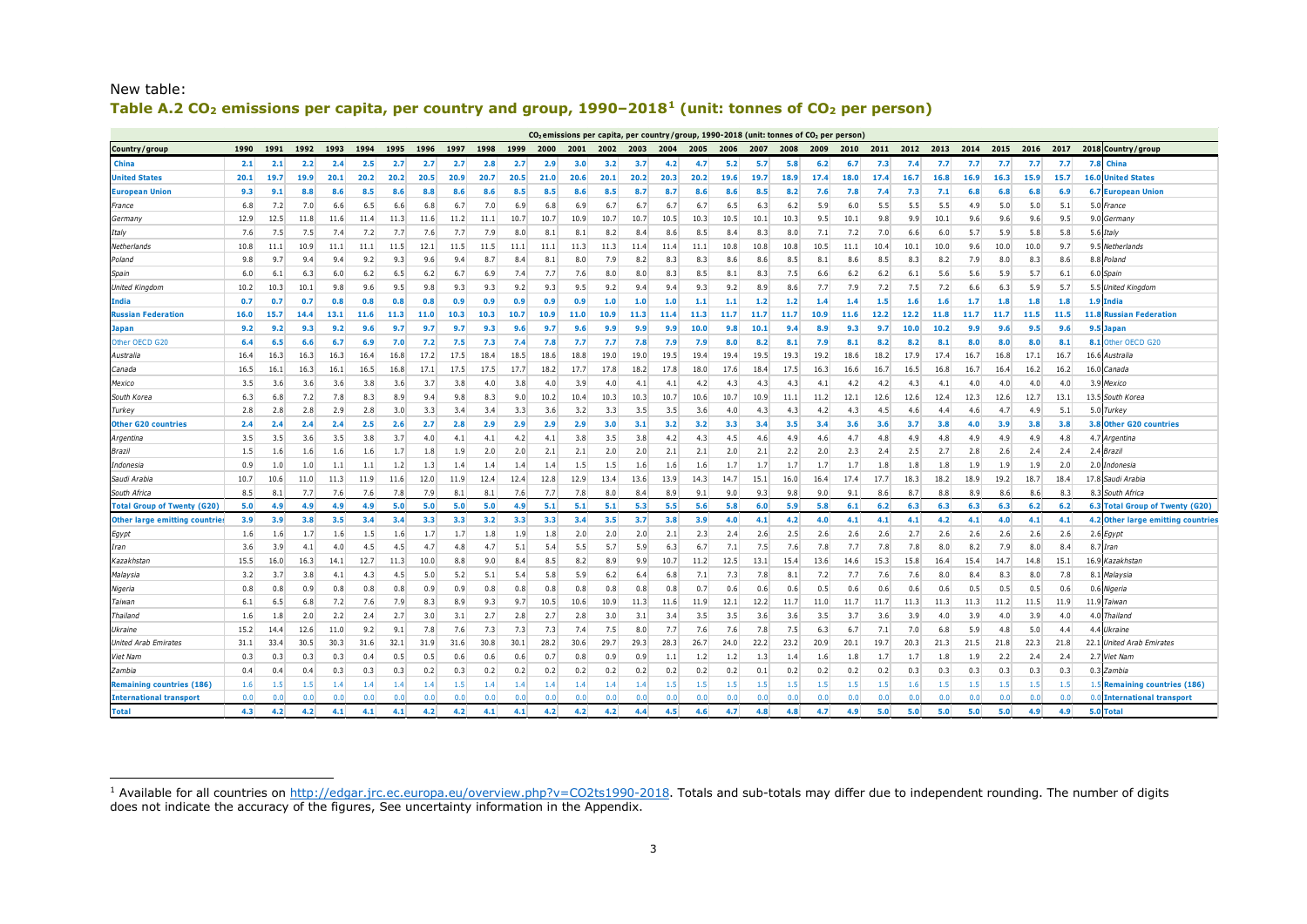New table:

### Table A.2 $CO_2$ emissions per capita, per country and group, 1990–2018[1] (unit: tonnes of $CO_2$ per person)

| Country/group | 1990 | 1991 | 1992 | 1993 | 1994 | 1995 | 1996 | 1997 | 1998 | 1999 | 2000 | 2001 | 2002 | 2003 | 2004 | 2005 | 2006 | 2007 | 2008 | 2009 | 2010 | 2011 | 2012 | 2013 | 2014 | 2015 | 2016 | 2017 | 2018 | Country/group |
|---|---|---|---|---|---|---|---|---|---|---|---|---|---|---|---|---|---|---|---|---|---|---|---|---|---|---|---|---|---|---|
| **China** | 2.1 | 2.1 | 2.2 | 2.4 | 2.5 | 2.7 | 2.7 | 2.7 | 2.8 | 2.7 | 2.9 | 3.0 | 3.2 | 3.7 | 4.2 | 4.7 | 5.2 | 5.7 | 5.8 | 6.2 | 6.7 | 7.3 | 7.4 | 7.7 | 7.7 | 7.7 | 7.7 | 7.7 | 7.8 | **China** |
| **United States** | 20.1 | 19.7 | 19.9 | 20.1 | 20.2 | 20.2 | 20.5 | 20.9 | 20.7 | 20.5 | 21.0 | 20.6 | 20.1 | 20.2 | 20.3 | 20.2 | 19.6 | 19.7 | 18.9 | 17.4 | 18.0 | 17.4 | 16.7 | 16.8 | 16.9 | 16.3 | 15.9 | 15.7 | 16.0 | **United States** |
| **European Union** | 9.3 | 9.1 | 8.8 | 8.6 | 8.5 | 8.6 | 8.8 | 8.6 | 8.6 | 8.5 | 8.5 | 8.6 | 8.5 | 8.7 | 8.7 | 8.6 | 8.6 | 8.5 | 8.2 | 7.6 | 7.8 | 7.4 | 7.3 | 7.1 | 6.8 | 6.8 | 6.8 | 6.9 | 6.7 | **European Union** |
| *France* | 6.8 | 7.2 | 7.0 | 6.6 | 6.5 | 6.6 | 6.8 | 6.7 | 7.0 | 6.9 | 6.8 | 6.9 | 6.7 | 6.7 | 6.7 | 6.7 | 6.5 | 6.3 | 6.2 | 5.9 | 6.0 | 5.5 | 5.5 | 5.5 | 4.9 | 5.0 | 5.0 | 5.1 | 5.0 | *France* |
| *Germany* | 12.9 | 12.5 | 11.8 | 11.6 | 11.4 | 11.3 | 11.6 | 11.2 | 11.1 | 10.7 | 10.7 | 10.9 | 10.7 | 10.7 | 10.5 | 10.3 | 10.5 | 10.1 | 10.3 | 9.5 | 10.1 | 9.8 | 9.9 | 10.1 | 9.6 | 9.6 | 9.6 | 9.5 | 9.0 | *Germany* |
| *Italy* | 7.6 | 7.5 | 7.5 | 7.4 | 7.2 | 7.7 | 7.6 | 7.7 | 7.9 | 8.0 | 8.1 | 8.1 | 8.2 | 8.4 | 8.6 | 8.5 | 8.4 | 8.3 | 8.0 | 7.1 | 7.2 | 7.0 | 6.6 | 6.0 | 5.7 | 5.9 | 5.8 | 5.8 | 5.6 | *Italy* |
| *Netherlands* | 10.8 | 11.1 | 10.9 | 11.1 | 11.1 | 11.5 | 12.1 | 11.5 | 11.5 | 11.1 | 11.1 | 11.3 | 11.3 | 11.4 | 11.4 | 11.1 | 10.8 | 10.8 | 10.8 | 10.5 | 11.1 | 10.4 | 10.1 | 10.0 | 9.6 | 10.0 | 10.0 | 9.7 | 9.5 | *Netherlands* |
| *Poland* | 9.8 | 9.7 | 9.4 | 9.4 | 9.2 | 9.3 | 9.6 | 9.4 | 8.7 | 8.4 | 8.1 | 8.0 | 7.9 | 8.2 | 8.3 | 8.3 | 8.6 | 8.6 | 8.5 | 8.1 | 8.6 | 8.5 | 8.3 | 8.2 | 7.9 | 8.0 | 8.3 | 8.6 | 8.8 | *Poland* |
| *Spain* | 6.0 | 6.1 | 6.3 | 6.0 | 6.2 | 6.5 | 6.2 | 6.7 | 6.9 | 7.4 | 7.7 | 7.6 | 8.0 | 8.0 | 8.3 | 8.5 | 8.1 | 8.3 | 7.5 | 6.6 | 6.2 | 6.2 | 6.1 | 5.6 | 5.6 | 5.9 | 5.7 | 6.1 | 6.0 | *Spain* |
| *United Kingdom* | 10.2 | 10.3 | 10.1 | 9.8 | 9.6 | 9.5 | 9.8 | 9.3 | 9.3 | 9.2 | 9.3 | 9.5 | 9.2 | 9.4 | 9.4 | 9.3 | 9.2 | 8.9 | 8.6 | 7.7 | 7.9 | 7.2 | 7.5 | 7.2 | 6.6 | 6.3 | 5.9 | 5.7 | 5.5 | *United Kingdom* |
| **India** | 0.7 | 0.7 | 0.7 | 0.8 | 0.8 | 0.8 | 0.8 | 0.9 | 0.9 | 0.9 | 0.9 | 0.9 | 1.0 | 1.0 | 1.0 | 1.1 | 1.1 | 1.2 | 1.2 | 1.4 | 1.4 | 1.5 | 1.6 | 1.6 | 1.7 | 1.8 | 1.8 | 1.8 | 1.9 | **India** |
| **Russian Federation** | 16.0 | 15.7 | 14.4 | 13.1 | 11.6 | 11.3 | 11.0 | 10.3 | 10.3 | 10.7 | 10.9 | 11.0 | 10.9 | 11.3 | 11.4 | 11.3 | 11.7 | 11.7 | 11.7 | 10.9 | 11.6 | 12.2 | 12.2 | 11.8 | 11.7 | 11.7 | 11.5 | 11.5 | 11.8 | **Russian Federation** |
| **Japan** | 9.2 | 9.2 | 9.3 | 9.2 | 9.6 | 9.7 | 9.7 | 9.7 | 9.3 | 9.6 | 9.7 | 9.6 | 9.9 | 9.9 | 9.9 | 10.0 | 9.8 | 10.1 | 9.4 | 8.9 | 9.3 | 9.7 | 10.0 | 10.2 | 9.9 | 9.6 | 9.5 | 9.6 | 9.5 | **Japan** |
| Other OECD G20 | 6.4 | 6.5 | 6.6 | 6.7 | 6.9 | 7.0 | 7.2 | 7.5 | 7.3 | 7.4 | 7.8 | 7.7 | 7.7 | 7.8 | 7.9 | 7.9 | 8.0 | 8.2 | 8.1 | 7.9 | 8.1 | 8.2 | 8.2 | 8.1 | 8.0 | 8.0 | 8.0 | 8.1 | 8.1 | Other OECD G20 |
| *Australia* | 16.4 | 16.3 | 16.3 | 16.3 | 16.4 | 16.8 | 17.2 | 17.5 | 18.4 | 18.5 | 18.6 | 18.8 | 19.0 | 19.0 | 19.5 | 19.4 | 19.4 | 19.5 | 19.3 | 19.2 | 18.6 | 18.2 | 17.9 | 17.4 | 16.7 | 16.8 | 17.1 | 16.7 | 16.6 | *Australia* |
| *Canada* | 16.5 | 16.1 | 16.3 | 16.1 | 16.5 | 16.8 | 17.1 | 17.5 | 17.5 | 17.7 | 18.2 | 17.7 | 17.8 | 18.2 | 17.8 | 18.0 | 17.6 | 18.4 | 17.5 | 16.3 | 16.6 | 16.7 | 16.5 | 16.8 | 16.7 | 16.4 | 16.2 | 16.2 | 16.0 | *Canada* |
| *Mexico* | 3.5 | 3.6 | 3.6 | 3.6 | 3.8 | 3.6 | 3.7 | 3.8 | 4.0 | 3.8 | 4.0 | 3.9 | 4.0 | 4.1 | 4.1 | 4.2 | 4.3 | 4.3 | 4.3 | 4.1 | 4.2 | 4.2 | 4.3 | 4.1 | 4.0 | 4.0 | 4.0 | 4.0 | 3.9 | *Mexico* |
| *South Korea* | 6.3 | 6.8 | 7.2 | 7.8 | 8.3 | 8.9 | 9.4 | 9.8 | 8.3 | 9.0 | 10.2 | 10.4 | 10.3 | 10.3 | 10.7 | 10.6 | 10.7 | 10.9 | 11.1 | 11.2 | 12.1 | 12.6 | 12.6 | 12.4 | 12.3 | 12.6 | 12.7 | 13.1 | 13.5 | *South Korea* |
| *Turkey* | 2.8 | 2.8 | 2.8 | 2.9 | 2.8 | 3.0 | 3.3 | 3.4 | 3.4 | 3.3 | 3.6 | 3.2 | 3.3 | 3.5 | 3.5 | 3.6 | 4.0 | 4.3 | 4.3 | 4.2 | 4.3 | 4.5 | 4.6 | 4.4 | 4.6 | 4.7 | 4.9 | 5.1 | 5.0 | *Turkey* |
| **Other G20 countries** | 2.4 | 2.4 | 2.4 | 2.4 | 2.5 | 2.6 | 2.7 | 2.8 | 2.9 | 2.9 | 2.9 | 2.9 | 3.0 | 3.1 | 3.2 | 3.2 | 3.3 | 3.4 | 3.5 | 3.4 | 3.6 | 3.6 | 3.7 | 3.8 | 4.0 | 3.9 | 3.8 | 3.8 | 3.8 | **Other G20 countries** |
| *Argentina* | 3.5 | 3.5 | 3.6 | 3.5 | 3.8 | 3.7 | 4.0 | 4.1 | 4.1 | 4.2 | 4.1 | 3.8 | 3.5 | 3.8 | 4.2 | 4.3 | 4.5 | 4.6 | 4.9 | 4.6 | 4.7 | 4.8 | 4.9 | 4.8 | 4.9 | 4.9 | 4.9 | 4.8 | 4.7 | *Argentina* |
| *Brazil* | 1.5 | 1.6 | 1.6 | 1.6 | 1.6 | 1.7 | 1.8 | 1.9 | 2.0 | 2.0 | 2.1 | 2.1 | 2.0 | 2.0 | 2.1 | 2.1 | 2.0 | 2.1 | 2.2 | 2.0 | 2.3 | 2.4 | 2.5 | 2.7 | 2.8 | 2.6 | 2.4 | 2.4 | 2.4 | *Brazil* |
| *Indonesia* | 0.9 | 1.0 | 1.0 | 1.1 | 1.1 | 1.2 | 1.3 | 1.4 | 1.4 | 1.4 | 1.4 | 1.5 | 1.5 | 1.6 | 1.6 | 1.6 | 1.7 | 1.7 | 1.7 | 1.7 | 1.7 | 1.8 | 1.8 | 1.8 | 1.9 | 1.9 | 1.9 | 2.0 | 2.0 | *Indonesia* |
| *Saudi Arabia* | 10.7 | 10.6 | 11.0 | 11.3 | 11.9 | 11.6 | 12.0 | 11.9 | 12.4 | 12.4 | 12.8 | 12.9 | 13.4 | 13.6 | 13.9 | 14.3 | 14.7 | 15.1 | 16.0 | 16.4 | 17.4 | 17.7 | 18.3 | 18.2 | 18.9 | 19.2 | 18.7 | 18.4 | 17.8 | *Saudi Arabia* |
| *South Africa* | 8.5 | 8.1 | 7.7 | 7.6 | 7.6 | 7.8 | 7.9 | 8.1 | 8.1 | 7.6 | 7.7 | 7.8 | 8.0 | 8.4 | 8.9 | 9.1 | 9.0 | 9.3 | 9.8 | 9.0 | 9.1 | 8.6 | 8.7 | 8.8 | 8.9 | 8.6 | 8.6 | 8.3 | 8.3 | *South Africa* |
| **Total Group of Twenty (G20)** | 5.0 | 4.9 | 4.9 | 4.9 | 4.9 | 5.0 | 5.0 | 5.0 | 5.0 | 4.9 | 5.1 | 5.1 | 5.1 | 5.3 | 5.5 | 5.6 | 5.8 | 6.0 | 5.9 | 5.8 | 6.1 | 6.2 | 6.3 | 6.3 | 6.3 | 6.3 | 6.2 | 6.2 | 6.3 | **Total Group of Twenty (G20)** |
| **Other large emitting countries** | 3.9 | 3.9 | 3.8 | 3.5 | 3.4 | 3.4 | 3.3 | 3.3 | 3.2 | 3.3 | 3.3 | 3.4 | 3.5 | 3.7 | 3.8 | 3.9 | 4.0 | 4.1 | 4.2 | 4.0 | 4.1 | 4.1 | 4.1 | 4.2 | 4.1 | 4.0 | 4.1 | 4.1 | 4.2 | **Other large emitting countries** |
| *Egypt* | 1.6 | 1.6 | 1.7 | 1.6 | 1.5 | 1.6 | 1.7 | 1.7 | 1.8 | 1.9 | 1.8 | 2.0 | 2.0 | 2.0 | 2.1 | 2.3 | 2.4 | 2.6 | 2.5 | 2.6 | 2.6 | 2.6 | 2.7 | 2.6 | 2.6 | 2.6 | 2.6 | 2.6 | 2.6 | *Egypt* |
| *Iran* | 3.6 | 3.9 | 4.1 | 4.0 | 4.5 | 4.5 | 4.7 | 4.8 | 4.7 | 5.1 | 5.4 | 5.5 | 5.7 | 5.9 | 6.3 | 6.7 | 7.1 | 7.5 | 7.6 | 7.8 | 7.7 | 7.8 | 7.8 | 8.0 | 8.2 | 7.9 | 8.0 | 8.4 | 8.7 | *Iran* |
| *Kazakhstan* | 15.5 | 16.0 | 16.3 | 14.1 | 12.7 | 11.3 | 10.0 | 8.8 | 9.0 | 8.4 | 8.5 | 8.2 | 8.9 | 9.9 | 10.7 | 11.2 | 12.5 | 13.1 | 15.4 | 13.6 | 14.6 | 15.3 | 15.8 | 16.4 | 15.4 | 14.7 | 14.8 | 15.1 | 16.9 | *Kazakhstan* |
| *Malaysia* | 3.2 | 3.7 | 3.8 | 4.1 | 4.3 | 4.5 | 5.0 | 5.2 | 5.1 | 5.4 | 5.8 | 5.9 | 6.2 | 6.4 | 6.8 | 7.1 | 7.3 | 7.8 | 8.1 | 7.2 | 7.7 | 7.6 | 7.6 | 8.0 | 8.4 | 8.3 | 8.0 | 7.8 | 8.1 | *Malaysia* |
| *Nigeria* | 0.8 | 0.8 | 0.9 | 0.8 | 0.8 | 0.8 | 0.9 | 0.9 | 0.8 | 0.8 | 0.8 | 0.8 | 0.8 | 0.8 | 0.8 | 0.7 | 0.6 | 0.6 | 0.5 | 0.6 | 0.6 | 0.6 | 0.6 | 0.5 | 0.5 | 0.5 | 0.5 | 0.6 | 0.6 | *Nigeria* |
| *Taiwan* | 6.1 | 6.5 | 6.8 | 7.2 | 7.6 | 7.9 | 8.3 | 8.9 | 9.3 | 9.7 | 10.5 | 10.6 | 10.9 | 11.3 | 11.6 | 11.9 | 12.1 | 12.2 | 11.7 | 11.0 | 11.7 | 11.7 | 11.3 | 11.3 | 11.3 | 11.2 | 11.5 | 11.9 | 11.9 | *Taiwan* |
| *Thailand* | 1.6 | 1.8 | 2.0 | 2.2 | 2.4 | 2.7 | 3.0 | 3.1 | 2.7 | 2.8 | 2.7 | 2.8 | 3.0 | 3.1 | 3.4 | 3.5 | 3.5 | 3.6 | 3.6 | 3.5 | 3.7 | 3.6 | 3.9 | 4.0 | 3.9 | 4.0 | 3.9 | 4.0 | 4.0 | *Thailand* |
| *Ukraine* | 15.2 | 14.4 | 12.6 | 11.0 | 9.2 | 9.1 | 7.8 | 7.6 | 7.3 | 7.3 | 7.3 | 7.4 | 7.5 | 8.0 | 7.7 | 7.6 | 7.6 | 7.8 | 7.5 | 6.3 | 6.7 | 7.1 | 7.0 | 6.8 | 5.9 | 4.8 | 5.0 | 4.4 | 4.4 | *Ukraine* |
| *United Arab Emirates* | 31.1 | 33.4 | 30.5 | 30.3 | 31.6 | 32.1 | 31.9 | 31.6 | 30.8 | 30.1 | 28.2 | 30.6 | 29.7 | 29.3 | 28.3 | 26.7 | 24.0 | 22.2 | 23.2 | 20.9 | 20.1 | 19.7 | 20.3 | 21.3 | 21.5 | 21.8 | 22.3 | 21.8 | 22.1 | *United Arab Emirates* |
| *Viet Nam* | 0.3 | 0.3 | 0.3 | 0.3 | 0.4 | 0.5 | 0.5 | 0.6 | 0.6 | 0.6 | 0.7 | 0.8 | 0.9 | 0.9 | 1.1 | 1.2 | 1.2 | 1.3 | 1.4 | 1.6 | 1.8 | 1.7 | 1.7 | 1.8 | 1.9 | 2.2 | 2.4 | 2.4 | 2.7 | *Viet Nam* |
| *Zambia* | 0.4 | 0.4 | 0.4 | 0.3 | 0.3 | 0.3 | 0.2 | 0.3 | 0.2 | 0.2 | 0.2 | 0.2 | 0.2 | 0.2 | 0.2 | 0.2 | 0.2 | 0.1 | 0.2 | 0.2 | 0.2 | 0.2 | 0.3 | 0.3 | 0.3 | 0.3 | 0.3 | 0.3 | 0.3 | *Zambia* |
| **Remaining countries (186)** | 1.6 | 1.5 | 1.5 | 1.4 | 1.4 | 1.4 | 1.4 | 1.5 | 1.4 | 1.4 | 1.4 | 1.4 | 1.4 | 1.4 | 1.5 | 1.5 | 1.5 | 1.5 | 1.5 | 1.5 | 1.5 | 1.5 | 1.6 | 1.5 | 1.5 | 1.5 | 1.5 | 1.5 | 1.5 | **Remaining countries (186)** |
| **International transport** | 0.0 | 0.0 | 0.0 | 0.0 | 0.0 | 0.0 | 0.0 | 0.0 | 0.0 | 0.0 | 0.0 | 0.0 | 0.0 | 0.0 | 0.0 | 0.0 | 0.0 | 0.0 | 0.0 | 0.0 | 0.0 | 0.0 | 0.0 | 0.0 | 0.0 | 0.0 | 0.0 | 0.0 | 0.0 | **International transport** |
| **Total** | 4.3 | 4.2 | 4.2 | 4.1 | 4.1 | 4.1 | 4.2 | 4.2 | 4.1 | 4.1 | 4.2 | 4.2 | 4.2 | 4.4 | 4.5 | 4.6 | 4.7 | 4.8 | 4.8 | 4.7 | 4.9 | 5.0 | 5.0 | 5.0 | 5.0 | 5.0 | 4.9 | 4.9 | 5.0 | **Total** |

[1] Available for all countries on http://edgar.jrc.ec.europa.eu/overview.php?v=CO2ts1990-2018. Totals and sub-totals may differ due to independent rounding. The number of digits does not indicate the accuracy of the figures, See uncertainty information in the Appendix.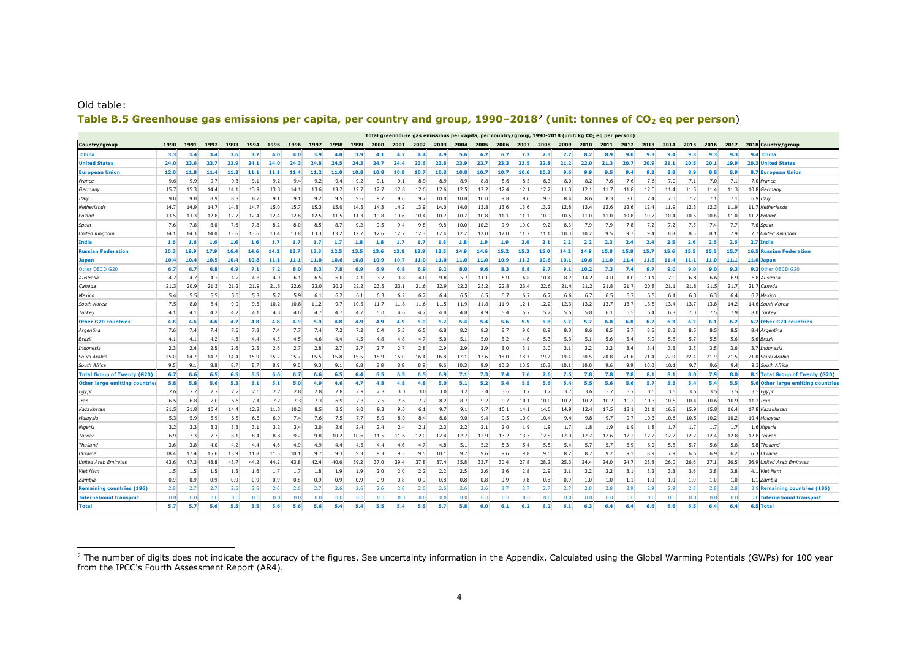Old table:

## Table B.5 Greenhouse gas emissions per capita, per country and group, 1990–2018[2] (unit: tonnes of $CO_2$ eq per person)

| Total greenhouse gas emissions per capita, per country/group, 1990-2018 (unit: kg $CO_2$ eq per person) | | | | | | | | | | | | | | | | | | | | | | | | | | | | | | |
|---|---|---|---|---|---|---|---|---|---|---|---|---|---|---|---|---|---|---|---|---|---|---|---|---|---|---|---|---|---|---|
| Country/group | 1990 | 1991 | 1992 | 1993 | 1994 | 1995 | 1996 | 1997 | 1998 | 1999 | 2000 | 2001 | 2002 | 2003 | 2004 | 2005 | 2006 | 2007 | 2008 | 2009 | 2010 | 2011 | 2012 | 2013 | 2014 | 2015 | 2016 | 2017 | 2018 | Country/group |
| **China** | 3.3 | 3.4 | 3.4 | 3.6 | 3.7 | 4.0 | 4.0 | 3.9 | 4.0 | 3.9 | 4.1 | 4.2 | 4.4 | 4.9 | 5.6 | 6.2 | 6.7 | 7.2 | 7.3 | 7.7 | 8.2 | 8.9 | 9.0 | 9.3 | 9.4 | 9.3 | 9.3 | 9.3 | 9.4 | **China** |
| **United States** | 24.0 | 23.6 | 23.7 | 23.9 | 24.1 | 24.0 | 24.3 | 24.8 | 24.5 | 24.3 | 24.7 | 24.4 | 23.6 | 23.8 | 23.9 | 23.7 | 23.3 | 23.5 | 22.8 | 21.2 | 22.0 | 21.3 | 20.7 | 20.9 | 21.1 | 20.5 | 20.1 | 19.9 | 20.3 | **United States** |
| **European Union** | 12.0 | 11.8 | 11.4 | 11.2 | 11.1 | 11.1 | 11.4 | 11.2 | 11.0 | 10.8 | 10.8 | 10.8 | 10.7 | 10.8 | 10.8 | 10.7 | 10.7 | 10.6 | 10.3 | 9.6 | 9.9 | 9.5 | 9.4 | 9.2 | 8.8 | 8.9 | 8.8 | 8.9 | 8.7 | **European Union** |
| *France* | 9.6 | 9.9 | 9.7 | 9.3 | 9.1 | 9.2 | 9.4 | 9.2 | 9.4 | 9.2 | 9.1 | 9.1 | 8.9 | 8.9 | 8.9 | 8.8 | 8.6 | 8.5 | 8.3 | 8.0 | 8.2 | 7.6 | 7.6 | 7.6 | 7.0 | 7.1 | 7.0 | 7.1 | 7.0 | *France* |
| *Germany* | 15.7 | 15.3 | 14.4 | 14.1 | 13.9 | 13.8 | 14.1 | 13.6 | 13.2 | 12.7 | 12.7 | 12.8 | 12.6 | 12.6 | 12.5 | 12.2 | 12.4 | 12.1 | 12.2 | 11.3 | 12.1 | 11.7 | 11.8 | 12.0 | 11.4 | 11.5 | 11.4 | 11.3 | 10.8 | *Germany* |
| *Italy* | 9.0 | 9.0 | 8.9 | 8.8 | 8.7 | 9.1 | 9.1 | 9.2 | 9.5 | 9.6 | 9.7 | 9.6 | 9.7 | 10.0 | 10.0 | 10.0 | 9.8 | 9.6 | 9.3 | 8.4 | 8.6 | 8.3 | 8.0 | 7.4 | 7.0 | 7.2 | 7.1 | 7.1 | 6.9 | *Italy* |
| *Netherlands* | 14.7 | 14.9 | 14.7 | 14.8 | 14.7 | 15.0 | 15.7 | 15.3 | 15.0 | 14.5 | 14.3 | 14.2 | 13.9 | 14.0 | 14.0 | 13.8 | 13.6 | 13.6 | 13.2 | 12.8 | 13.4 | 12.6 | 12.6 | 12.4 | 11.9 | 12.3 | 12.3 | 11.9 | 11.7 | *Netherlands* |
| *Poland* | 13.5 | 13.3 | 12.8 | 12.7 | 12.4 | 12.4 | 12.8 | 12.5 | 11.5 | 11.3 | 10.8 | 10.6 | 10.4 | 10.7 | 10.7 | 10.8 | 11.1 | 11.1 | 10.9 | 10.5 | 11.0 | 11.0 | 10.8 | 10.7 | 10.4 | 10.5 | 10.8 | 11.0 | 11.2 | *Poland* |
| *Spain* | 7.6 | 7.8 | 8.0 | 7.6 | 7.8 | 8.2 | 8.0 | 8.5 | 8.7 | 9.2 | 9.5 | 9.4 | 9.8 | 9.8 | 10.0 | 10.2 | 9.9 | 10.0 | 9.2 | 8.3 | 7.9 | 7.9 | 7.8 | 7.2 | 7.2 | 7.5 | 7.4 | 7.7 | 7.6 | *Spain* |
| *United Kingdom* | 14.1 | 14.3 | 14.0 | 13.6 | 13.6 | 13.4 | 13.8 | 13.3 | 13.2 | 12.7 | 12.6 | 12.7 | 12.3 | 12.4 | 12.2 | 12.0 | 12.0 | 11.7 | 11.1 | 10.0 | 10.2 | 9.5 | 9.7 | 9.4 | 8.8 | 8.5 | 8.1 | 7.9 | 7.7 | *United Kingdom* |
| **India** | 1.6 | 1.6 | 1.6 | 1.6 | 1.6 | 1.7 | 1.7 | 1.7 | 1.7 | 1.8 | 1.8 | 1.7 | 1.7 | 1.8 | 1.8 | 1.9 | 1.9 | 2.0 | 2.1 | 2.2 | 2.2 | 2.3 | 2.4 | 2.4 | 2.5 | 2.6 | 2.6 | 2.6 | 2.7 | **India** |
| **Russian Federation** | 20.3 | 19.9 | 17.9 | 16.4 | 14.6 | 14.2 | 13.7 | 13.3 | 12.5 | 13.5 | 13.6 | 13.8 | 13.9 | 13.5 | 14.9 | 14.6 | 15.2 | 15.3 | 15.0 | 14.2 | 14.9 | 15.8 | 15.8 | 15.7 | 15.6 | 15.5 | 15.5 | 15.7 | 16.5 | **Russian Federation** |
| **Japan** | 10.4 | 10.4 | 10.5 | 10.4 | 10.8 | 11.1 | 11.1 | 11.0 | 10.6 | 10.8 | 10.9 | 10.7 | 11.0 | 11.0 | 11.0 | 11.0 | 10.9 | 11.3 | 10.6 | 10.1 | 10.6 | 11.0 | 11.4 | 11.6 | 11.4 | 11.1 | 11.0 | 11.1 | 11.0 | **Japan** |
| Other OECD G20 | 6.7 | 6.7 | 6.8 | 6.9 | 7.1 | 7.2 | 8.0 | 8.3 | 7.8 | 6.9 | 6.9 | 6.8 | 6.9 | 9.2 | 8.0 | 9.6 | 8.3 | 8.8 | 9.7 | 9.1 | 10.2 | 7.3 | 7.4 | 9.7 | 9.0 | 9.0 | 9.0 | 9.3 | 9.2 | Other OECD G20 |
| *Australia* | 4.7 | 4.7 | 4.7 | 4.7 | 4.8 | 4.9 | 6.1 | 6.5 | 6.0 | 4.1 | 3.7 | 3.8 | 4.0 | 9.8 | 5.7 | 11.1 | 5.9 | 6.8 | 10.4 | 8.7 | 14.2 | 4.0 | 4.0 | 10.1 | 7.0 | 6.8 | 6.6 | 6.9 | 6.8 | *Australia* |
| *Canada* | 21.3 | 20.9 | 21.3 | 21.2 | 21.9 | 21.8 | 22.6 | 23.0 | 20.2 | 22.2 | 23.5 | 23.1 | 21.6 | 22.9 | 22.2 | 23.2 | 22.8 | 23.4 | 22.6 | 21.4 | 21.2 | 21.8 | 21.7 | 20.8 | 21.1 | 21.8 | 21.5 | 21.7 | 21.7 | *Canada* |
| *Mexico* | 5.4 | 5.5 | 5.5 | 5.6 | 5.8 | 5.7 | 5.9 | 6.1 | 6.2 | 6.1 | 6.3 | 6.2 | 6.2 | 6.4 | 6.5 | 6.5 | 6.7 | 6.7 | 6.7 | 6.6 | 6.7 | 6.5 | 6.7 | 6.5 | 6.4 | 6.3 | 6.3 | 6.4 | 6.2 | *Mexico* |
| *South Korea* | 7.5 | 8.0 | 8.4 | 9.0 | 9.5 | 10.2 | 10.8 | 11.2 | 9.7 | 10.5 | 11.7 | 11.8 | 11.6 | 11.5 | 11.9 | 11.8 | 11.9 | 12.1 | 12.2 | 12.3 | 13.2 | 13.7 | 13.7 | 13.5 | 13.4 | 13.7 | 13.8 | 14.2 | 14.6 | *South Korea* |
| *Turkey* | 4.1 | 4.1 | 4.2 | 4.2 | 4.1 | 4.3 | 4.6 | 4.7 | 4.7 | 4.7 | 5.0 | 4.6 | 4.7 | 4.8 | 4.8 | 4.9 | 5.4 | 5.7 | 5.7 | 5.6 | 5.8 | 6.1 | 6.5 | 6.4 | 6.8 | 7.0 | 7.5 | 7.9 | 8.0 | *Turkey* |
| **Other G20 countries** | 4.6 | 4.6 | 4.6 | 4.7 | 4.8 | 4.8 | 4.9 | 5.0 | 4.8 | 4.9 | 4.9 | 4.9 | 5.0 | 5.2 | 5.4 | 5.4 | 5.6 | 5.5 | 5.8 | 5.7 | 5.7 | 6.0 | 6.0 | 6.2 | 6.3 | 6.2 | 6.1 | 6.2 | 6.2 | **Other G20 countries** |
| *Argentina* | 7.6 | 7.4 | 7.4 | 7.5 | 7.8 | 7.4 | 7.7 | 7.4 | 7.2 | 7.2 | 6.4 | 5.5 | 6.5 | 6.8 | 8.2 | 8.3 | 8.7 | 9.0 | 8.9 | 8.3 | 8.6 | 8.5 | 8.7 | 8.5 | 8.3 | 8.5 | 8.5 | 8.5 | 8.4 | *Argentina* |
| *Brazil* | 4.1 | 4.1 | 4.2 | 4.3 | 4.4 | 4.5 | 4.5 | 4.6 | 4.4 | 4.5 | 4.8 | 4.8 | 4.7 | 5.0 | 5.1 | 5.0 | 5.2 | 4.8 | 5.3 | 5.3 | 5.1 | 5.6 | 5.4 | 5.9 | 5.8 | 5.7 | 5.5 | 5.6 | 5.6 | *Brazil* |
| *Indonesia* | 2.3 | 2.4 | 2.5 | 2.6 | 2.5 | 2.6 | 2.7 | 2.8 | 2.7 | 2.7 | 2.7 | 2.7 | 2.8 | 2.9 | 2.9 | 2.9 | 3.0 | 3.1 | 3.0 | 3.1 | 3.2 | 3.2 | 3.4 | 3.4 | 3.5 | 3.5 | 3.5 | 3.6 | 3.7 | *Indonesia* |
| *Saudi Arabia* | 15.0 | 14.7 | 14.7 | 14.4 | 15.9 | 15.2 | 15.7 | 15.5 | 15.8 | 15.5 | 15.9 | 16.0 | 16.4 | 16.8 | 17.1 | 17.6 | 18.0 | 18.3 | 19.2 | 19.4 | 20.5 | 20.8 | 21.6 | 21.4 | 22.0 | 22.4 | 21.9 | 21.5 | 21.0 | *Saudi Arabia* |
| *South Africa* | 9.5 | 9.1 | 8.8 | 8.7 | 8.7 | 8.9 | 9.0 | 9.3 | 9.1 | 8.8 | 8.8 | 8.8 | 8.9 | 9.6 | 10.3 | 9.9 | 10.3 | 10.5 | 10.8 | 10.1 | 10.0 | 9.6 | 9.9 | 10.0 | 10.1 | 9.7 | 9.6 | 9.4 | 9.3 | *South Africa* |
| **Total Group of Twenty (G20)** | 6.7 | 6.6 | 6.5 | 6.5 | 6.5 | 6.6 | 6.7 | 6.6 | 6.5 | 6.4 | 6.5 | 6.5 | 6.5 | 6.9 | 7.1 | 7.3 | 7.4 | 7.6 | 7.6 | 7.5 | 7.8 | 7.8 | 7.8 | 8.1 | 8.1 | 8.0 | 7.9 | 8.0 | 8.1 | **Total Group of Twenty (G20)** |
| **Other large emitting countries** | 5.8 | 5.8 | 5.6 | 5.3 | 5.1 | 5.1 | 5.0 | 4.9 | 4.6 | 4.7 | 4.8 | 4.8 | 4.8 | 5.0 | 5.1 | 5.2 | 5.4 | 5.5 | 5.6 | 5.4 | 5.5 | 5.6 | 5.6 | 5.7 | 5.5 | 5.4 | 5.4 | 5.5 | 5.6 | **Other large emitting countries** |
| *Egypt* | 2.6 | 2.7 | 2.7 | 2.7 | 2.6 | 2.7 | 2.8 | 2.8 | 2.8 | 2.9 | 2.8 | 3.0 | 3.0 | 3.0 | 3.2 | 3.4 | 3.6 | 3.7 | 3.7 | 3.7 | 3.6 | 3.7 | 3.7 | 3.6 | 3.5 | 3.5 | 3.5 | 3.5 | 3.5 | *Egypt* |
| *Iran* | 6.5 | 6.8 | 7.0 | 6.6 | 7.4 | 7.2 | 7.3 | 7.3 | 6.9 | 7.3 | 7.5 | 7.6 | 7.7 | 8.2 | 8.7 | 9.2 | 9.7 | 10.1 | 10.0 | 10.2 | 10.2 | 10.2 | 10.3 | 10.5 | 10.4 | 10.6 | 10.9 | 11.2 | | *Iran* |
| *Kazakhstan* | 21.5 | 21.8 | 16.4 | 14.4 | 12.8 | 11.3 | 10.2 | 8.5 | 8.5 | 9.0 | 9.3 | 9.0 | 6.1 | 9.7 | 9.1 | 9.7 | 10.1 | 14.1 | 14.0 | 14.9 | 12.4 | 17.5 | 18.1 | 21.1 | 16.8 | 15.9 | 15.8 | 16.4 | 17.8 | *Kazakhstan* |
| *Malaysia* | 5.3 | 5.9 | 5.9 | 6.5 | 6.6 | 6.9 | 7.4 | 7.6 | 7.5 | 7.7 | 8.0 | 8.0 | 8.4 | 8.6 | 9.0 | 9.4 | 9.5 | 10.0 | 10.4 | 9.4 | 9.8 | 9.7 | 9.7 | 10.3 | 10.6 | 10.5 | 10.2 | 10.2 | 10.4 | *Malaysia* |
| *Nigeria* | 3.2 | 3.3 | 3.3 | 3.3 | 3.1 | 3.2 | 3.4 | 3.0 | 2.6 | 2.4 | 2.4 | 2.4 | 2.1 | 2.3 | 2.2 | 2.1 | 2.0 | 1.9 | 1.9 | 1.7 | 1.8 | 1.9 | 1.9 | 1.8 | 1.7 | 1.7 | 1.7 | 1.7 | 1.6 | *Nigeria* |
| *Taiwan* | 6.9 | 7.3 | 7.7 | 8.1 | 8.4 | 8.8 | 9.2 | 9.8 | 10.2 | 10.6 | 11.5 | 11.6 | 12.0 | 12.4 | 12.7 | 12.9 | 13.2 | 13.3 | 12.8 | 12.0 | 12.7 | 12.6 | 12.2 | 12.2 | 12.2 | 12.2 | 12.4 | 12.8 | 12.8 | *Taiwan* |
| *Thailand* | 3.6 | 3.8 | 4.0 | 4.2 | 4.4 | 4.6 | 4.9 | 4.9 | 4.4 | 4.5 | 4.4 | 4.6 | 4.7 | 4.8 | 5.1 | 5.2 | 5.3 | 5.4 | 5.5 | 5.4 | 5.7 | 5.7 | 5.9 | 6.0 | 5.8 | 5.7 | 5.6 | 5.8 | 5.8 | *Thailand* |
| *Ukraine* | 18.4 | 17.4 | 15.6 | 13.9 | 11.8 | 11.5 | 10.1 | 9.7 | 9.3 | 9.3 | 9.3 | 9.3 | 9.5 | 10.1 | 9.7 | 9.6 | 9.6 | 9.8 | 9.6 | 8.2 | 8.7 | 9.2 | 9.1 | 8.9 | 7.9 | 6.6 | 6.9 | 6.2 | 6.3 | *Ukraine* |
| *United Arab Emirates* | 43.6 | 47.3 | 43.8 | 43.7 | 44.2 | 44.2 | 43.8 | 42.4 | 40.6 | 39.2 | 37.0 | 39.4 | 37.8 | 37.4 | 35.8 | 33.7 | 30.4 | 27.8 | 28.2 | 25.3 | 24.4 | 24.0 | 24.7 | 25.8 | 26.0 | 26.6 | 27.1 | 26.5 | 26.9 | *United Arab Emirates* |
| *Viet Nam* | 1.5 | 1.5 | 1.5 | 1.5 | 1.6 | 1.7 | 1.7 | 1.8 | 1.9 | 1.9 | 2.0 | 2.0 | 2.2 | 2.2 | 2.5 | 2.6 | 2.6 | 2.8 | 2.9 | 3.1 | 3.2 | 3.2 | 3.1 | 3.2 | 3.3 | 3.6 | 3.8 | 3.8 | 4.1 | *Viet Nam* |
| *Zambia* | 0.9 | 0.9 | 0.9 | 0.9 | 0.9 | 0.9 | 0.8 | 0.9 | 0.9 | 0.9 | 0.9 | 0.8 | 0.9 | 0.8 | 0.8 | 0.8 | 0.9 | 0.8 | 0.8 | 0.9 | 1.0 | 1.0 | 1.1 | 1.0 | 1.0 | 1.0 | 1.0 | 1.0 | 1.1 | *Zambia* |
| **Remaining countries (186)** | 2.8 | 2.7 | 2.7 | 2.6 | 2.6 | 2.6 | 2.6 | 2.7 | 2.6 | 2.6 | 2.6 | 2.6 | 2.6 | 2.6 | 2.6 | 2.6 | 2.7 | 2.7 | 2.7 | 2.7 | 2.8 | 2.8 | 2.9 | 2.9 | 2.9 | 2.8 | 2.8 | 2.8 | 2.9 | **Remaining countries (186)** |
| **International transport** | 0.0 | 0.0 | 0.0 | 0.0 | 0.0 | 0.0 | 0.0 | 0.0 | 0.0 | 0.0 | 0.0 | 0.0 | 0.0 | 0.0 | 0.0 | 0.0 | 0.0 | 0.0 | 0.0 | 0.0 | 0.0 | 0.0 | 0.0 | 0.0 | 0.0 | 0.0 | 0.0 | 0.0 | 0.0 | **International transport** |
| **Total** | 5.7 | 5.7 | 5.6 | 5.5 | 5.5 | 5.6 | 5.6 | 5.6 | 5.4 | 5.4 | 5.5 | 5.4 | 5.5 | 5.7 | 5.8 | 6.0 | 6.1 | 6.2 | 6.2 | 6.1 | 6.3 | 6.4 | 6.4 | 6.6 | 6.6 | 6.5 | 6.4 | 6.4 | 6.5 | **Total** |

[2] The number of digits does not indicate the accuracy of the figures, See uncertainty information in the Appendix. Calculated using the Global Warming Potentials (GWPs) for 100 year from the IPCC's Fourth Assessment Report (AR4).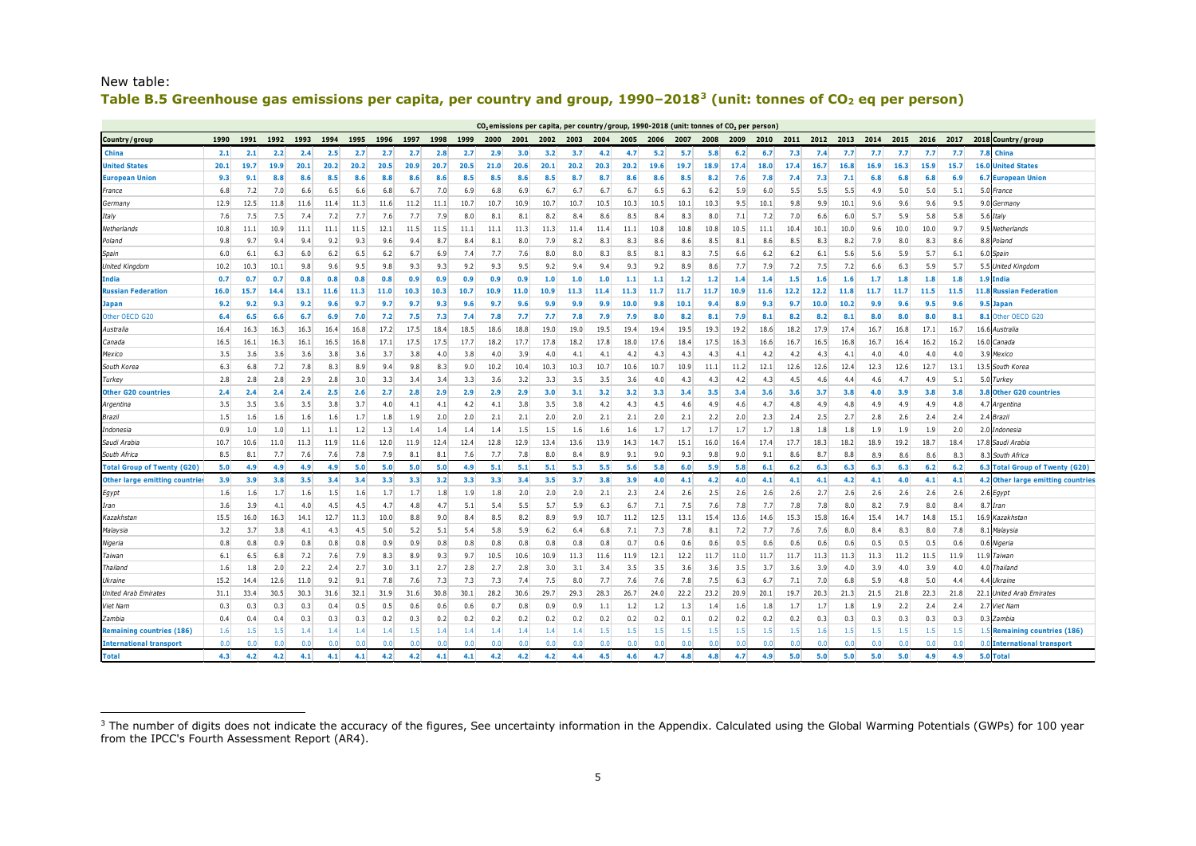New table:

### Table B.5 Greenhouse gas emissions per capita, per country and group, 1990–2018[3] (unit: tonnes of $CO_2$ eq per person)

| $CO_2$ emissions per capita, per country/group, 1990-2018 (unit: tonnes of $CO_2$ per person) | | | | | | | | | | | | | | | | | | | | | | | | | | | | | | |
|---|---|---|---|---|---|---|---|---|---|---|---|---|---|---|---|---|---|---|---|---|---|---|---|---|---|---|---|---|---|---|
| **Country/group** | **1990** | **1991** | **1992** | **1993** | **1994** | **1995** | **1996** | **1997** | **1998** | **1999** | **2000** | **2001** | **2002** | **2003** | **2004** | **2005** | **2006** | **2007** | **2008** | **2009** | **2010** | **2011** | **2012** | **2013** | **2014** | **2015** | **2016** | **2017** | **2018** | **Country/group** |
| **China** | 2.1 | 2.1 | 2.2 | 2.4 | 2.5 | 2.7 | 2.7 | 2.7 | 2.8 | 2.7 | 2.9 | 3.0 | 3.2 | 3.7 | 4.2 | 4.7 | 5.2 | 5.7 | 5.8 | 6.2 | 6.7 | 7.3 | 7.4 | 7.7 | 7.7 | 7.7 | 7.7 | 7.7 | 7.8 | **China** |
| **United States** | 20.1 | 19.7 | 19.9 | 20.1 | 20.2 | 20.2 | 20.5 | 20.9 | 20.7 | 20.5 | 21.0 | 20.6 | 20.1 | 20.2 | 20.3 | 20.2 | 19.6 | 19.7 | 18.9 | 17.4 | 18.0 | 17.4 | 16.7 | 16.8 | 16.9 | 16.3 | 15.9 | 15.7 | 16.0 | **United States** |
| **European Union** | 9.3 | 9.1 | 8.8 | 8.6 | 8.5 | 8.6 | 8.8 | 8.6 | 8.6 | 8.5 | 8.5 | 8.6 | 8.5 | 8.7 | 8.7 | 8.6 | 8.6 | 8.5 | 8.2 | 7.6 | 7.8 | 7.4 | 7.3 | 7.1 | 6.8 | 6.8 | 6.8 | 6.9 | 6.7 | **European Union** |
| *France* | 6.8 | 7.2 | 7.0 | 6.6 | 6.5 | 6.6 | 6.8 | 6.7 | 7.0 | 6.9 | 6.8 | 6.9 | 6.7 | 6.7 | 6.7 | 6.7 | 6.5 | 6.3 | 6.2 | 5.9 | 6.0 | 5.5 | 5.5 | 5.5 | 4.9 | 5.0 | 5.0 | 5.1 | 5.0 | *France* |
| *Germany* | 12.9 | 12.5 | 11.8 | 11.6 | 11.4 | 11.3 | 11.6 | 11.2 | 11.1 | 10.7 | 10.7 | 10.9 | 10.7 | 10.7 | 10.5 | 10.3 | 10.5 | 10.1 | 10.3 | 9.5 | 10.1 | 9.8 | 9.9 | 10.1 | 9.6 | 9.6 | 9.6 | 9.5 | 9.0 | *Germany* |
| *Italy* | 7.6 | 7.5 | 7.5 | 7.4 | 7.2 | 7.7 | 7.6 | 7.7 | 7.9 | 8.0 | 8.1 | 8.1 | 8.2 | 8.4 | 8.6 | 8.5 | 8.4 | 8.3 | 8.0 | 7.1 | 7.2 | 7.0 | 6.6 | 6.0 | 5.7 | 5.9 | 5.8 | 5.8 | 5.6 | *Italy* |
| *Netherlands* | 10.8 | 11.1 | 10.9 | 11.1 | 11.1 | 11.5 | 12.1 | 11.5 | 11.5 | 11.1 | 11.1 | 11.3 | 11.3 | 11.4 | 11.4 | 11.1 | 10.8 | 10.8 | 10.8 | 10.5 | 11.1 | 10.4 | 10.1 | 10.0 | 9.6 | 10.0 | 10.0 | 9.7 | 9.5 | *Netherlands* |
| *Poland* | 9.8 | 9.7 | 9.4 | 9.4 | 9.2 | 9.3 | 9.6 | 9.4 | 8.7 | 8.4 | 8.1 | 8.0 | 7.9 | 8.2 | 8.3 | 8.3 | 8.6 | 8.6 | 8.5 | 8.1 | 8.6 | 8.5 | 8.3 | 8.2 | 7.9 | 8.0 | 8.3 | 8.6 | 8.8 | *Poland* |
| *Spain* | 6.0 | 6.1 | 6.3 | 6.0 | 6.2 | 6.5 | 6.2 | 6.7 | 6.9 | 7.4 | 7.7 | 7.6 | 8.0 | 8.0 | 8.3 | 8.5 | 8.1 | 8.3 | 7.5 | 6.6 | 6.2 | 6.2 | 6.1 | 5.6 | 5.6 | 5.9 | 5.7 | 6.1 | 6.0 | *Spain* |
| *United Kingdom* | 10.2 | 10.3 | 10.1 | 9.8 | 9.6 | 9.5 | 9.8 | 9.3 | 9.3 | 9.2 | 9.3 | 9.5 | 9.2 | 9.4 | 9.4 | 9.3 | 9.2 | 8.9 | 8.6 | 7.7 | 7.9 | 7.2 | 7.5 | 7.2 | 6.6 | 6.3 | 5.9 | 5.7 | 5.5 | *United Kingdom* |
| **India** | 0.7 | 0.7 | 0.7 | 0.8 | 0.8 | 0.8 | 0.8 | 0.9 | 0.9 | 0.9 | 0.9 | 0.9 | 1.0 | 1.0 | 1.0 | 1.1 | 1.1 | 1.2 | 1.2 | 1.4 | 1.4 | 1.5 | 1.6 | 1.6 | 1.7 | 1.8 | 1.8 | 1.8 | 1.9 | **India** |
| **Russian Federation** | 16.0 | 15.7 | 14.4 | 13.1 | 11.6 | 11.3 | 11.0 | 10.3 | 10.3 | 10.7 | 10.9 | 11.0 | 10.9 | 11.3 | 11.4 | 11.3 | 11.7 | 11.7 | 11.7 | 10.9 | 11.6 | 12.2 | 12.2 | 11.8 | 11.7 | 11.7 | 11.5 | 11.5 | 11.8 | **Russian Federation** |
| **Japan** | 9.2 | 9.2 | 9.3 | 9.2 | 9.6 | 9.7 | 9.7 | 9.7 | 9.3 | 9.6 | 9.7 | 9.6 | 9.9 | 9.9 | 9.9 | 10.0 | 9.8 | 10.1 | 9.4 | 8.9 | 9.3 | 9.7 | 10.0 | 10.2 | 9.9 | 9.6 | 9.5 | 9.6 | 9.5 | **Japan** |
| Other OECD G20 | 6.4 | 6.5 | 6.6 | 6.7 | 6.9 | 7.0 | 7.2 | 7.5 | 7.3 | 7.4 | 7.8 | 7.7 | 7.7 | 7.8 | 7.9 | 7.9 | 8.0 | 8.2 | 8.1 | 7.9 | 8.1 | 8.2 | 8.2 | 8.1 | 8.0 | 8.0 | 8.0 | 8.1 | 8.1 | Other OECD G20 |
| *Australia* | 16.4 | 16.3 | 16.3 | 16.3 | 16.4 | 16.8 | 17.2 | 17.5 | 18.4 | 18.5 | 18.6 | 18.8 | 19.0 | 19.0 | 19.5 | 19.4 | 19.4 | 19.5 | 19.3 | 19.2 | 18.6 | 18.2 | 17.9 | 17.4 | 16.7 | 16.8 | 17.1 | 16.7 | 16.6 | *Australia* |
| *Canada* | 16.5 | 16.1 | 16.3 | 16.1 | 16.5 | 16.8 | 17.1 | 17.5 | 17.5 | 17.7 | 18.2 | 17.7 | 17.8 | 18.2 | 17.8 | 18.0 | 17.6 | 18.4 | 17.5 | 16.3 | 16.6 | 16.7 | 16.5 | 16.8 | 16.7 | 16.4 | 16.2 | 16.2 | 16.0 | *Canada* |
| *Mexico* | 3.5 | 3.6 | 3.6 | 3.6 | 3.8 | 3.6 | 3.7 | 3.8 | 4.0 | 3.8 | 4.0 | 3.9 | 4.0 | 4.1 | 4.1 | 4.2 | 4.3 | 4.3 | 4.3 | 4.1 | 4.2 | 4.2 | 4.3 | 4.1 | 4.0 | 4.0 | 4.0 | 4.0 | 3.9 | *Mexico* |
| *South Korea* | 6.3 | 6.8 | 7.2 | 7.8 | 8.3 | 8.9 | 9.4 | 9.8 | 8.3 | 9.0 | 10.2 | 10.4 | 10.3 | 10.3 | 10.7 | 10.6 | 10.7 | 10.9 | 11.1 | 11.2 | 12.1 | 12.6 | 12.6 | 12.4 | 12.3 | 12.6 | 12.7 | 13.1 | 13.5 | *South Korea* |
| *Turkey* | 2.8 | 2.8 | 2.8 | 2.9 | 2.8 | 3.0 | 3.3 | 3.4 | 3.4 | 3.3 | 3.6 | 3.2 | 3.3 | 3.5 | 3.5 | 3.6 | 4.0 | 4.3 | 4.3 | 4.2 | 4.3 | 4.5 | 4.6 | 4.4 | 4.6 | 4.7 | 4.9 | 5.1 | 5.0 | *Turkey* |
| **Other G20 countries** | 2.4 | 2.4 | 2.4 | 2.4 | 2.5 | 2.6 | 2.7 | 2.8 | 2.9 | 2.9 | 2.9 | 2.9 | 3.0 | 3.1 | 3.2 | 3.2 | 3.3 | 3.4 | 3.5 | 3.4 | 3.6 | 3.6 | 3.7 | 3.8 | 4.0 | 3.9 | 3.8 | 3.8 | 3.8 | **Other G20 countries** |
| *Argentina* | 3.5 | 3.5 | 3.6 | 3.5 | 3.8 | 3.7 | 4.0 | 4.1 | 4.1 | 4.2 | 4.1 | 3.8 | 3.5 | 3.8 | 4.2 | 4.3 | 4.5 | 4.6 | 4.9 | 4.6 | 4.7 | 4.8 | 4.9 | 4.8 | 4.9 | 4.9 | 4.9 | 4.8 | 4.7 | *Argentina* |
| *Brazil* | 1.5 | 1.6 | 1.6 | 1.6 | 1.6 | 1.7 | 1.8 | 1.9 | 2.0 | 2.0 | 2.1 | 2.1 | 2.0 | 2.0 | 2.1 | 2.1 | 2.0 | 2.1 | 2.2 | 2.0 | 2.3 | 2.4 | 2.5 | 2.7 | 2.8 | 2.6 | 2.4 | 2.4 | 2.4 | *Brazil* |
| *Indonesia* | 0.9 | 1.0 | 1.0 | 1.1 | 1.1 | 1.2 | 1.3 | 1.4 | 1.4 | 1.4 | 1.4 | 1.5 | 1.5 | 1.6 | 1.6 | 1.6 | 1.7 | 1.7 | 1.7 | 1.7 | 1.7 | 1.8 | 1.8 | 1.8 | 1.9 | 1.9 | 1.9 | 2.0 | 2.0 | *Indonesia* |
| *Saudi Arabia* | 10.7 | 10.6 | 11.0 | 11.3 | 11.9 | 11.6 | 12.0 | 11.9 | 12.4 | 12.4 | 12.8 | 12.9 | 13.4 | 13.6 | 13.9 | 14.3 | 14.7 | 15.1 | 16.0 | 16.4 | 17.4 | 17.7 | 18.3 | 18.2 | 18.9 | 19.2 | 18.7 | 18.4 | 17.8 | *Saudi Arabia* |
| *South Africa* | 8.5 | 8.1 | 7.7 | 7.6 | 7.6 | 7.8 | 7.9 | 8.1 | 8.1 | 7.6 | 7.7 | 7.8 | 8.0 | 8.4 | 8.9 | 9.1 | 9.0 | 9.3 | 9.8 | 9.0 | 9.1 | 8.6 | 8.7 | 8.8 | 8.9 | 8.6 | 8.6 | 8.3 | 8.3 | *South Africa* |
| **Total Group of Twenty (G20)** | 5.0 | 4.9 | 4.9 | 4.9 | 4.9 | 5.0 | 5.0 | 5.0 | 5.0 | 4.9 | 5.1 | 5.1 | 5.1 | 5.3 | 5.5 | 5.6 | 5.8 | 6.0 | 5.9 | 5.8 | 6.1 | 6.2 | 6.3 | 6.3 | 6.3 | 6.3 | 6.2 | 6.2 | 6.3 | **Total Group of Twenty (G20)** |
| **Other large emitting countries** | 3.9 | 3.9 | 3.8 | 3.5 | 3.4 | 3.4 | 3.3 | 3.3 | 3.2 | 3.3 | 3.3 | 3.4 | 3.5 | 3.7 | 3.8 | 3.9 | 4.0 | 4.1 | 4.2 | 4.0 | 4.1 | 4.1 | 4.1 | 4.2 | 4.1 | 4.0 | 4.1 | 4.1 | 4.2 | **Other large emitting countries** |
| *Egypt* | 1.6 | 1.6 | 1.7 | 1.6 | 1.5 | 1.6 | 1.7 | 1.7 | 1.8 | 1.9 | 1.8 | 2.0 | 2.0 | 2.0 | 2.1 | 2.3 | 2.4 | 2.6 | 2.5 | 2.6 | 2.6 | 2.6 | 2.7 | 2.6 | 2.6 | 2.6 | 2.6 | 2.6 | 2.6 | *Egypt* |
| *Iran* | 3.6 | 3.9 | 4.1 | 4.0 | 4.5 | 4.5 | 4.7 | 4.8 | 4.7 | 5.1 | 5.4 | 5.5 | 5.7 | 5.9 | 6.3 | 6.7 | 7.1 | 7.5 | 7.6 | 7.8 | 7.7 | 7.8 | 7.8 | 8.0 | 8.2 | 7.9 | 8.0 | 8.4 | 8.7 | *Iran* |
| *Kazakhstan* | 15.5 | 16.0 | 16.3 | 14.1 | 12.7 | 11.3 | 10.0 | 8.8 | 9.0 | 8.4 | 8.5 | 8.2 | 8.9 | 9.9 | 10.7 | 11.2 | 12.5 | 13.1 | 15.4 | 13.6 | 14.6 | 15.3 | 15.8 | 16.4 | 15.4 | 14.7 | 14.8 | 15.1 | 16.9 | *Kazakhstan* |
| *Malaysia* | 3.2 | 3.7 | 3.8 | 4.1 | 4.3 | 4.5 | 5.0 | 5.2 | 5.1 | 5.4 | 5.8 | 5.9 | 6.2 | 6.4 | 6.8 | 7.1 | 7.3 | 7.8 | 8.1 | 7.2 | 7.7 | 7.6 | 7.6 | 8.0 | 8.4 | 8.3 | 8.0 | 7.8 | 8.1 | *Malaysia* |
| *Nigeria* | 0.8 | 0.8 | 0.9 | 0.8 | 0.8 | 0.8 | 0.9 | 0.9 | 0.8 | 0.8 | 0.8 | 0.8 | 0.8 | 0.8 | 0.8 | 0.7 | 0.6 | 0.6 | 0.6 | 0.5 | 0.6 | 0.6 | 0.6 | 0.6 | 0.5 | 0.5 | 0.5 | 0.6 | 0.6 | *Nigeria* |
| *Taiwan* | 6.1 | 6.5 | 6.8 | 7.2 | 7.6 | 7.9 | 8.3 | 8.9 | 9.3 | 9.7 | 10.5 | 10.6 | 10.9 | 11.3 | 11.6 | 11.9 | 12.1 | 12.2 | 11.7 | 11.0 | 11.7 | 11.7 | 11.3 | 11.3 | 11.3 | 11.2 | 11.5 | 11.9 | 11.9 | *Taiwan* |
| *Thailand* | 1.6 | 1.8 | 2.0 | 2.2 | 2.4 | 2.7 | 3.0 | 3.1 | 2.7 | 2.8 | 2.7 | 2.8 | 3.0 | 3.1 | 3.4 | 3.5 | 3.5 | 3.6 | 3.6 | 3.5 | 3.7 | 3.6 | 3.9 | 4.0 | 3.9 | 4.0 | 3.9 | 4.0 | 4.0 | *Thailand* |
| *Ukraine* | 15.2 | 14.4 | 12.6 | 11.0 | 9.2 | 9.1 | 7.8 | 7.6 | 7.3 | 7.3 | 7.3 | 7.4 | 7.5 | 8.0 | 7.7 | 7.6 | 7.6 | 7.8 | 7.5 | 6.3 | 6.7 | 7.1 | 7.0 | 6.8 | 5.9 | 4.8 | 5.0 | 4.4 | 4.4 | *Ukraine* |
| *United Arab Emirates* | 31.1 | 33.4 | 30.5 | 30.3 | 31.6 | 32.1 | 31.9 | 31.6 | 30.8 | 30.1 | 28.2 | 30.6 | 29.7 | 29.3 | 28.3 | 26.7 | 24.0 | 22.2 | 23.2 | 20.9 | 20.1 | 19.7 | 20.3 | 21.3 | 21.5 | 21.8 | 22.3 | 21.8 | 22.1 | *United Arab Emirates* |
| *Viet Nam* | 0.3 | 0.3 | 0.3 | 0.3 | 0.4 | 0.5 | 0.5 | 0.6 | 0.6 | 0.6 | 0.7 | 0.8 | 0.9 | 0.9 | 1.1 | 1.2 | 1.2 | 1.3 | 1.4 | 1.6 | 1.8 | 1.7 | 1.7 | 1.8 | 1.9 | 2.2 | 2.4 | 2.4 | 2.7 | *Viet Nam* |
| *Zambia* | 0.4 | 0.4 | 0.4 | 0.3 | 0.3 | 0.3 | 0.2 | 0.3 | 0.2 | 0.2 | 0.2 | 0.2 | 0.2 | 0.2 | 0.2 | 0.2 | 0.2 | 0.1 | 0.2 | 0.2 | 0.2 | 0.2 | 0.3 | 0.3 | 0.3 | 0.3 | 0.3 | 0.3 | 0.3 | *Zambia* |
| **Remaining countries (186)** | 1.6 | 1.5 | 1.5 | 1.4 | 1.4 | 1.4 | 1.4 | 1.5 | 1.4 | 1.4 | 1.4 | 1.4 | 1.4 | 1.4 | 1.5 | 1.5 | 1.5 | 1.5 | 1.5 | 1.5 | 1.5 | 1.5 | 1.6 | 1.5 | 1.5 | 1.5 | 1.5 | 1.5 | 1.5 | **Remaining countries (186)** |
| **International transport** | 0.0 | 0.0 | 0.0 | 0.0 | 0.0 | 0.0 | 0.0 | 0.0 | 0.0 | 0.0 | 0.0 | 0.0 | 0.0 | 0.0 | 0.0 | 0.0 | 0.0 | 0.0 | 0.0 | 0.0 | 0.0 | 0.0 | 0.0 | 0.0 | 0.0 | 0.0 | 0.0 | 0.0 | 0.0 | **International transport** |
| **Total** | 4.3 | 4.2 | 4.2 | 4.1 | 4.1 | 4.1 | 4.2 | 4.2 | 4.1 | 4.1 | 4.2 | 4.2 | 4.2 | 4.4 | 4.5 | 4.6 | 4.7 | 4.8 | 4.8 | 4.7 | 4.9 | 5.0 | 5.0 | 5.0 | 5.0 | 5.0 | 4.9 | 4.9 | 5.0 | **Total** |

[3] The number of digits does not indicate the accuracy of the figures, See uncertainty information in the Appendix. Calculated using the Global Warming Potentials (GWPs) for 100 year from the IPCC's Fourth Assessment Report (AR4).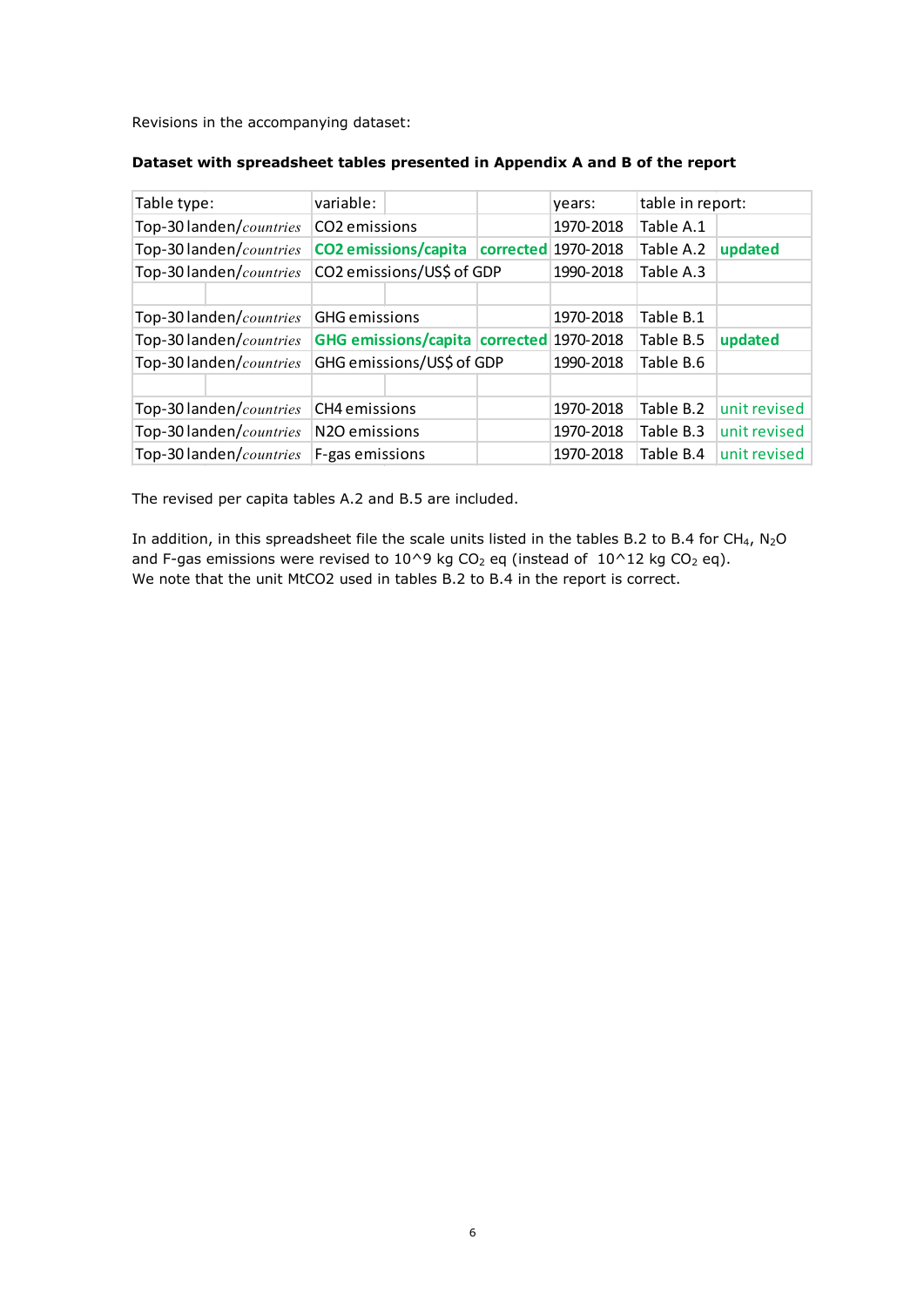Revisions in the accompanying dataset:

**Dataset with spreadsheet tables presented in Appendix A and B of the report**

| Table type: | variable: | | years: | table in report: | |
|---|---|---|---|---|---|
| Top-30 landen/*countries* | CO2 emissions | | 1970-2018 | Table A.1 | |
| Top-30 landen/*countries* | **CO2 emissions/capita** | **corrected** | 1970-2018 | Table A.2 | **updated** |
| Top-30 landen/*countries* | CO2 emissions/US$ of GDP | | 1990-2018 | Table A.3 | |
| | | | | | |
| Top-30 landen/*countries* | GHG emissions | | 1970-2018 | Table B.1 | |
| Top-30 landen/*countries* | **GHG emissions/capita** | **corrected** | 1970-2018 | Table B.5 | **updated** |
| Top-30 landen/*countries* | GHG emissions/US$ of GDP | | 1990-2018 | Table B.6 | |
| | | | | | |
| Top-30 landen/*countries* | CH4 emissions | | 1970-2018 | Table B.2 | unit revised |
| Top-30 landen/*countries* | N2O emissions | | 1970-2018 | Table B.3 | unit revised |
| Top-30 landen/*countries* | F-gas emissions | | 1970-2018 | Table B.4 | unit revised |

The revised per capita tables A.2 and B.5 are included.

In addition, in this spreadsheet file the scale units listed in the tables B.2 to B.4 for $CH_4$, $N_2O$ and F-gas emissions were revised to 10^9 kg $CO_2$ eq (instead of 10^12 kg $CO_2$ eq).
We note that the unit MtCO2 used in tables B.2 to B.4 in the report is correct.